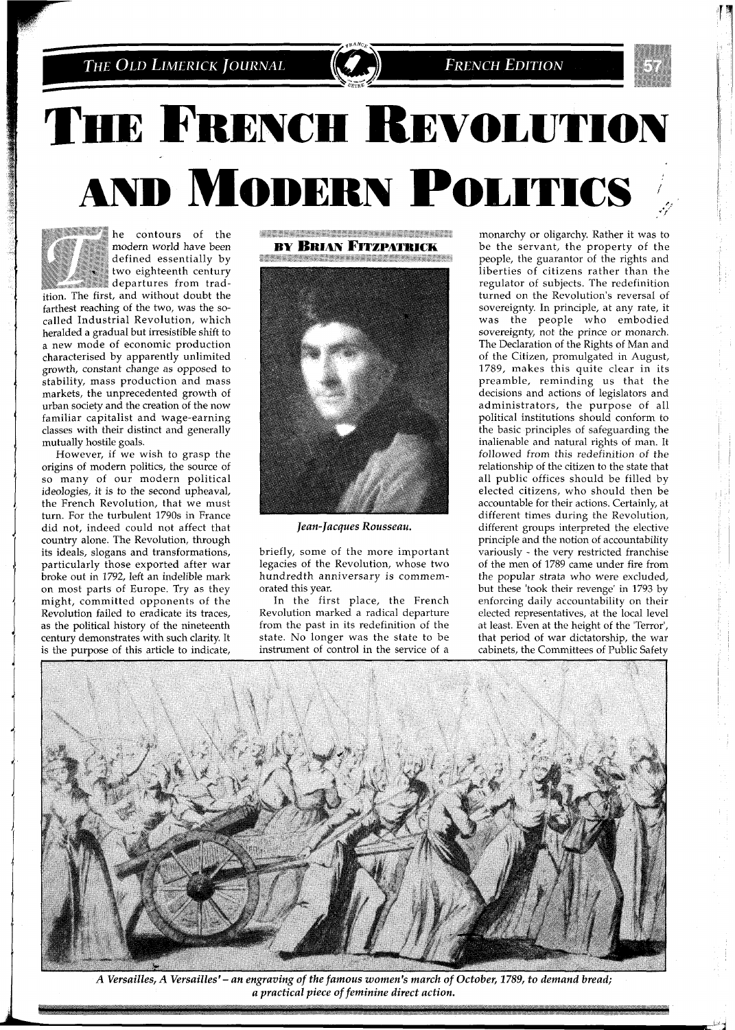# The French Revolution and Modern Politics

**By Brian Fitzpatrick**

The contours of the modern world have been defined essentially by two eighteenth century departures from tradition. The first, and without doubt the farthest reaching of the two, was the so-called Industrial Revolution, which heralded a gradual but irresistible shift to a new mode of economic production characterised by apparently unlimited growth, constant change as opposed to stability, mass production and mass markets, the unprecedented growth of urban society and the creation of the now familiar capitalist and wage-earning classes with their distinct and generally mutually hostile goals.

However, if we wish to grasp the origins of modern politics, the source of so many of our modern political ideologies, it is to the second upheaval, the French Revolution, that we must turn. For the turbulent 1790s in France did not, indeed could not affect that country alone. The Revolution, through its ideals, slogans and transformations, particularly those exported after war broke out in 1792, left an indelible mark on most parts of Europe. Try as they might, committed opponents of the Revolution failed to eradicate its traces, as the political history of the nineteenth century demonstrates with such clarity. It is the purpose of this article to indicate, briefly, some of the more important legacies of the Revolution, whose two hundredth anniversary is commemorated this year.

*Jean-Jacques Rousseau.*

In the first place, the French Revolution marked a radical departure from the past in its redefinition of the state. No longer was the state to be instrument of control in the service of a monarchy or oligarchy. Rather it was to be the servant, the property of the people, the guarantor of the rights and liberties of citizens rather than the regulator of subjects. The redefinition turned on the Revolution's reversal of sovereignty. In principle, at any rate, it was the people who embodied sovereignty, not the prince or monarch. The Declaration of the Rights of Man and of the Citizen, promulgated in August, 1789, makes this quite clear in its preamble, reminding us that the decisions and actions of legislators and administrators, the purpose of all political institutions should conform to the basic principles of safeguarding the inalienable and natural rights of man. It followed from this redefinition of the relationship of the citizen to the state that all public offices should be filled by elected citizens, who should then be accountable for their actions. Certainly, at different times during the Revolution, different groups interpreted the elective principle and the notion of accountability variously - the very restricted franchise of the men of 1789 came under fire from the popular strata who were excluded, but these 'took their revenge' in 1793 by enforcing daily accountability on their elected representatives, at the local level at least. Even at the height of the 'Terror', that period of war dictatorship, the war cabinets, the Committees of Public Safety

*A Versailles, A Versailles' – an engraving of the famous women's march of October, 1789, to demand bread; a practical piece of feminine direct action.*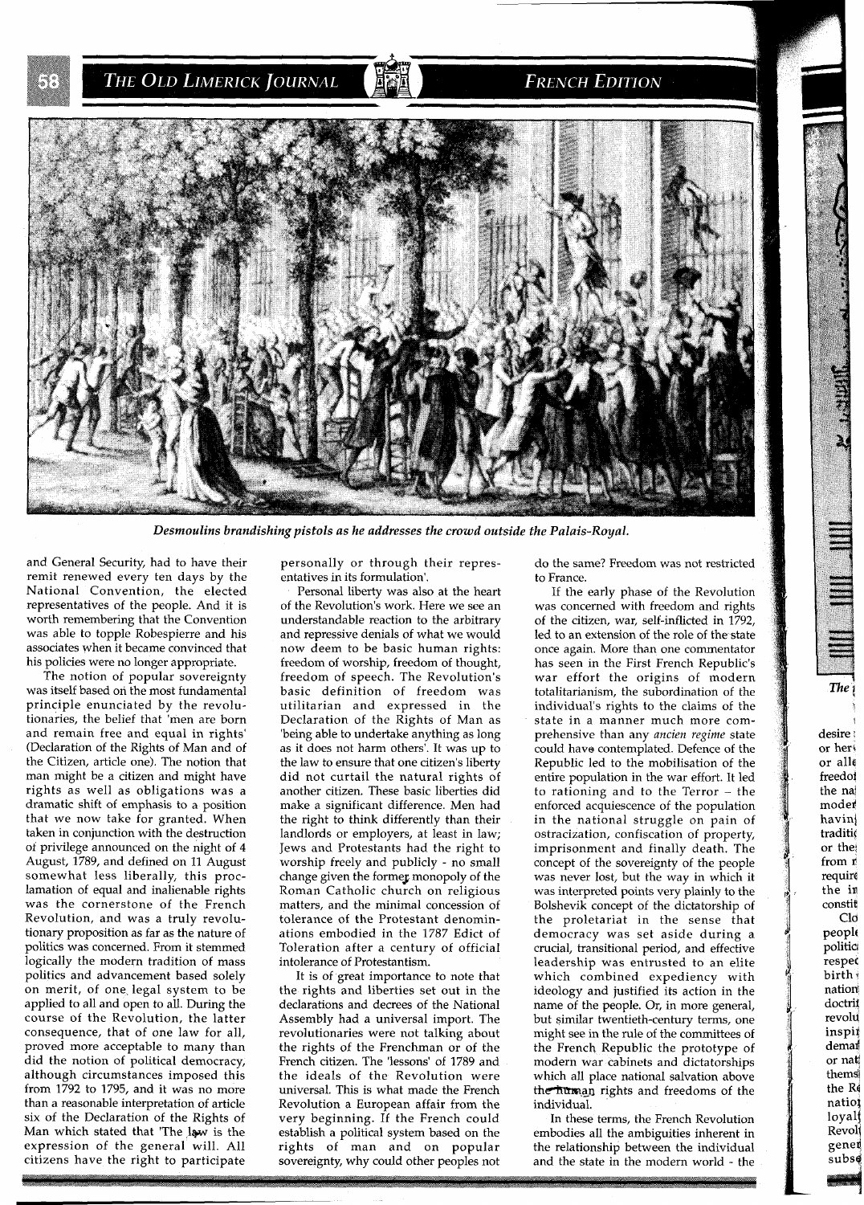*Desmoulins brandishing pistols as he addresses the crowd outside the Palais-Royal.*

and General Security, had to have their remit renewed every ten days by the National Convention, the elected representatives of the people. And it is worth remembering that the Convention was able to topple Robespierre and his associates when it became convinced that his policies were no longer appropriate.

The notion of popular sovereignty was itself based on the most fundamental principle enunciated by the revolutionaries, the belief that 'men are born and remain free and equal in rights' (Declaration of the Rights of Man and of the Citizen, article one). The notion that man might be a citizen and might have rights as well as obligations was a dramatic shift of emphasis to a position that we now take for granted. When taken in conjunction with the destruction of privilege announced on the night of 4 August, 1789, and defined on 11 August somewhat less liberally, this proclamation of equal and inalienable rights was the cornerstone of the French Revolution, and was a truly revolutionary proposition as far as the nature of politics was concerned. From it stemmed logically the modern tradition of mass politics and advancement based solely on merit, of one legal system to be applied to all and open to all. During the course of the Revolution, the latter consequence, that of one law for all, proved more acceptable to many than did the notion of political democracy, although circumstances imposed this from 1792 to 1795, and it was no more than a reasonable interpretation of article six of the Declaration of the Rights of Man which stated that 'The law is the expression of the general will. All citizens have the right to participate personally or through their representatives in its formulation'.

Personal liberty was also at the heart of the Revolution's work. Here we see an understandable reaction to the arbitrary and repressive denials of what we would now deem to be basic human rights: freedom of worship, freedom of thought, freedom of speech. The Revolution's basic definition of freedom was utilitarian and expressed in the Declaration of the Rights of Man as 'being able to undertake anything as long as it does not harm others'. It was up to the law to ensure that one citizen's liberty did not curtail the natural rights of another citizen. These basic liberties did make a significant difference. Men had the right to think differently than their landlords or employers, at least in law; Jews and Protestants had the right to worship freely and publicly - no small change given the former monopoly of the Roman Catholic church on religious matters, and the minimal concession of tolerance of the Protestant denominations embodied in the 1787 Edict of Toleration after a century of official intolerance of Protestantism.

It is of great importance to note that the rights and liberties set out in the declarations and decrees of the National Assembly had a universal import. The revolutionaries were not talking about the rights of the Frenchman or of the French citizen. The 'lessons' of 1789 and the ideals of the Revolution were universal. This is what made the French Revolution a European affair from the very beginning. If the French could establish a political system based on the rights of man and on popular sovereignty, why could other peoples not do the same? Freedom was not restricted to France.

If the early phase of the Revolution was concerned with freedom and rights of the citizen, war, self-inflicted in 1792, led to an extension of the role of the state once again. More than one commentator has seen in the First French Republic's war effort the origins of modern totalitarianism, the subordination of the individual's rights to the claims of the state in a manner much more comprehensive than any *ancien regime* state could have contemplated. Defence of the Republic led to the mobilisation of the entire population in the war effort. It led to rationing and to the Terror – the enforced acquiescence of the population in the national struggle on pain of ostracization, confiscation of property, imprisonment and finally death. The concept of the sovereignty of the people was never lost, but the way in which it was interpreted points very plainly to the Bolshevik concept of the dictatorship of the proletariat in the sense that democracy was set aside during a crucial, transitional period, and effective leadership was entrusted to an elite which combined expediency with ideology and justified its action in the name of the people. Or, in more general, but similar twentieth-century terms, one might see in the rule of the committees of the French Republic the prototype of modern war cabinets and dictatorships which all place national salvation above the human rights and freedoms of the individual.

In these terms, the French Revolution embodies all the ambiguities inherent in the relationship between the individual and the state in the modern world - the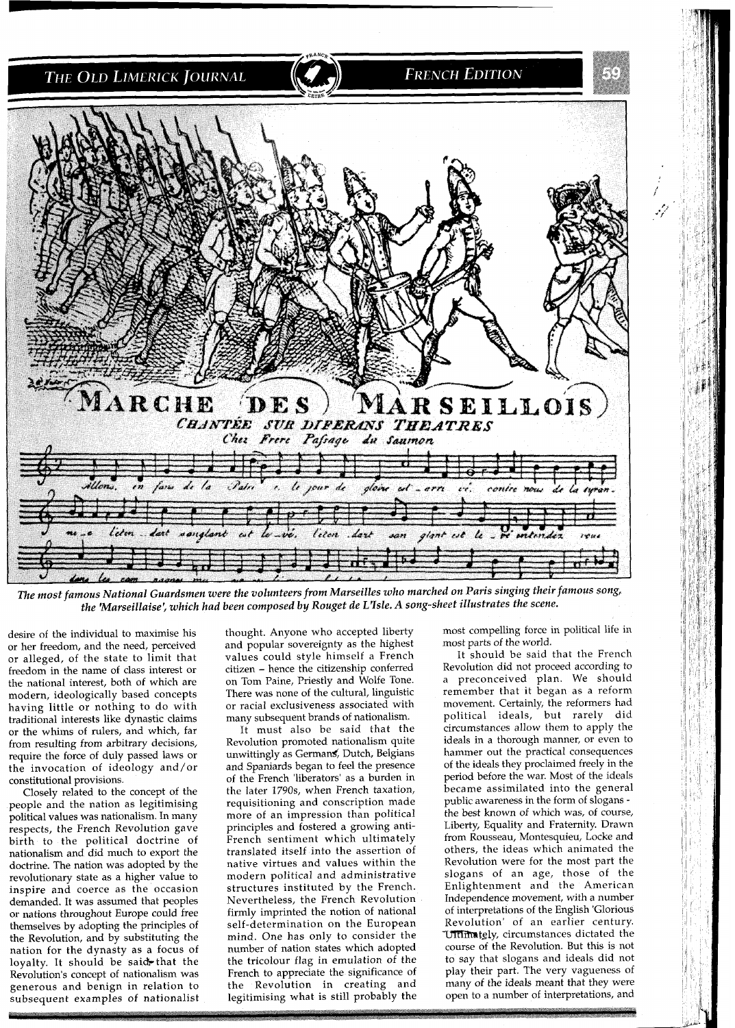*The most famous National Guardsmen were the volunteers from Marseilles who marched on Paris singing their famous song, the 'Marseillaise', which had been composed by Rouget de L'Isle. A song-sheet illustrates the scene.*

desire of the individual to maximise his or her freedom, and the need, perceived or alleged, of the state to limit that freedom in the name of class interest or the national interest, both of which are modern, ideologically based concepts having little or nothing to do with traditional interests like dynastic claims or the whims of rulers, and which, far from resulting from arbitrary decisions, require the force of duly passed laws or the invocation of ideology and/or constitutional provisions.

Closely related to the concept of the people and the nation as legitimising political values was nationalism. In many respects, the French Revolution gave birth to the political doctrine of nationalism and did much to export the doctrine. The nation was adopted by the revolutionary state as a higher value to inspire and coerce as the occasion demanded. It was assumed that peoples or nations throughout Europe could free themselves by adopting the principles of the Revolution, and by substituting the nation for the dynasty as a focus of loyalty. It should be said that the Revolution's concept of nationalism was generous and benign in relation to subsequent examples of nationalist thought. Anyone who accepted liberty and popular sovereignty as the highest values could style himself a French citizen – hence the citizenship conferred on Tom Paine, Priestly and Wolfe Tone. There was none of the cultural, linguistic or racial exclusiveness associated with many subsequent brands of nationalism.

It must also be said that the Revolution promoted nationalism quite unwittingly as Germans, Dutch, Belgians and Spaniards began to feel the presence of the French 'liberators' as a burden in the later 1790s, when French taxation, requisitioning and conscription made more of an impression than political principles and fostered a growing anti-French sentiment which ultimately translated itself into the assertion of native virtues and values within the modern political and administrative structures instituted by the French. Nevertheless, the French Revolution firmly imprinted the notion of national self-determination on the European mind. One has only to consider the number of nation states which adopted the tricolour flag in emulation of the French to appreciate the significance of the Revolution in creating and legitimising what is still probably the most compelling force in political life in most parts of the world.

It should be said that the French Revolution did not proceed according to a preconceived plan. We should remember that it began as a reform movement. Certainly, the reformers had political ideals, but rarely did circumstances allow them to apply the ideals in a thorough manner, or even to hammer out the practical consequences of the ideals they proclaimed freely in the period before the war. Most of the ideals became assimilated into the general public awareness in the form of slogans - the best known of which was, of course, Liberty, Equality and Fraternity. Drawn from Rousseau, Montesquieu, Locke and others, the ideas which animated the Revolution were for the most part the slogans of an age, those of the Enlightenment and the American Independence movement, with a number of interpretations of the English 'Glorious Revolution' of an earlier century. Ultimately, circumstances dictated the course of the Revolution. But this is not to say that slogans and ideals did not play their part. The very vagueness of many of the ideals meant that they were open to a number of interpretations, and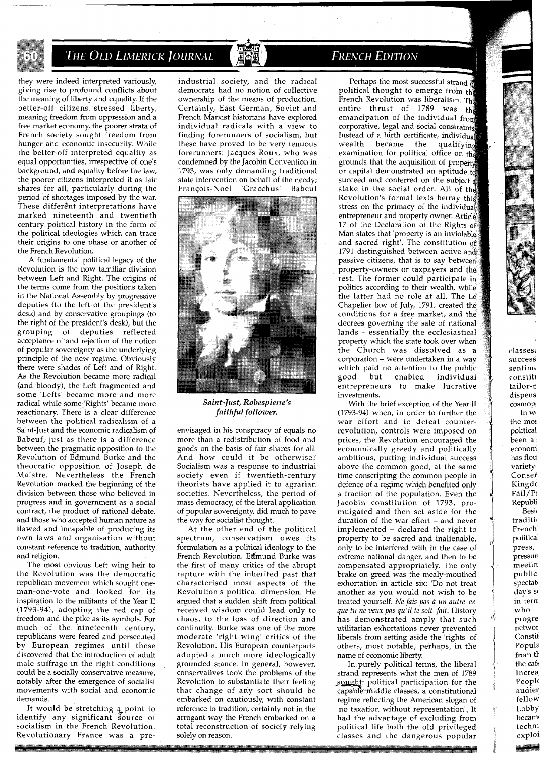they were indeed interpreted variously, giving rise to profound conflicts about the meaning of liberty and equality. If the better-off citizens stressed liberty, meaning freedom from oppression and a free market economy, the poorer strata of French society sought freedom from hunger and economic insecurity. While the better-off interpreted equality as equal opportunities, irrespective of one's background, and equality before the law, the poorer citizens interpreted it as fair shares for all, particularly during the period of shortages imposed by the war. These different interpretations have marked nineteenth and twentieth century political history in the form of the political ideologies which can trace their origins to one phase or another of the French Revolution.

A fundamental political legacy of the Revolution is the now familiar division between Left and Right. The origins of the terms come from the positions taken in the National Assembly by progressive deputies (to the left of the president's desk) and by conservative groupings (to the right of the president's desk), but the grouping of deputies reflected acceptance of and rejection of the notion of popular sovereignty as the underlying principle of the new regime. Obviously there were shades of Left and of Right. As the Revolution became more radical (and bloody), the Left fragmented and some 'Lefts' became more and more radical while some 'Rights' became more reactionary. There is a clear difference between the political radicalism of a Saint-Just and the economic radicalism of Babeuf, just as there is a difference between the pragmatic opposition to the Revolution of Edmund Burke and the theocratic opposition of Joseph de Maistre. Nevertheless the French Revolution marked the beginning of the division between those who believed in progress and in government as a social contract, the product of rational debate, and those who accepted human nature as flawed and incapable of producing its own laws and organisation without constant reference to tradition, authority and religion.

The most obvious Left wing heir to the Revolution was the democratic republican movement which sought one-man-one-vote and looked for its inspiration to the militants of the Year II (1793-94), adopting the red cap of freedom and the pike as its symbols. For much of the nineteenth century, republicans were feared and persecuted by European regimes until these discovered that the introduction of adult male suffrage in the right conditions could be a socially conservative measure, notably after the emergence of socialist movements with social and economic demands.

It would be stretching a point to identify any significant source of socialism in the French Revolution. Revolutionary France was a pre-industrial society, and the radical democrats had no notion of collective ownership of the means of production. Certainly, East German, Soviet and French Marxist historians have explored individual radicals with a view to finding forerunners of socialism, but these have proved to be very tenuous forerunners: Jacques Roux, who was condemned by the Jacobin Convention in 1793, was only demanding traditional state intervention on behalf of the needy; François-Noel 'Gracchus' Babeuf envisaged in his conspiracy of equals no more than a redistribution of food and goods on the basis of fair shares for all. And how could it be otherwise? Socialism was a response to industrial society even if twentieth-century theorists have applied it to agrarian societies. Nevertheless, the period of mass democracy, of the literal application of popular sovereignty, did much to pave the way for socialist thought.

*Saint-Just, Robespierre's faithful follower.*

At the other end of the political spectrum, conservatism owes its formulation as a political ideology to the French Revolution. Edmund Burke was the first of many critics of the abrupt rapture with the inherited past that characterised most aspects of the Revolution's political dimension. He argued that a sudden shift from political received wisdom could lead only to chaos, to the loss of direction and continuity. Burke was one of the more moderate 'right wing' critics of the Revolution. His European counterparts adopted a much more ideologically grounded stance. In general, however, conservatives took the problems of the Revolution to substantiate their feeling that change of any sort should be embarked on cautiously, with constant reference to tradition, certainly not in the arrogant way the French embarked on a total reconstruction of society relying solely on reason.

Perhaps the most successful strand of political thought to emerge from the French Revolution was liberalism. The entire thrust of 1789 was the emancipation of the individual from corporative, legal and social constraints. Instead of a birth certificate, individual wealth became the qualifying examination for political office on the grounds that the acquisition of property or capital demonstrated an aptitude to succeed and conferred on the subject a stake in the social order. All of the Revolution's formal texts betray this stress on the primacy of the individual entrepreneur and property owner. Article 17 of the Declaration of the Rights of Man states that 'property is an inviolable and sacred right'. The constitution of 1791 distinguished between active and passive citizens, that is to say between property-owners or taxpayers and the rest. The former could participate in politics according to their wealth, while the latter had no role at all. The Le Chapelier law of July, 1791, created the conditions for a free market, and the decrees governing the sale of national lands - essentially the ecclesiastical property which the state took over when the Church was dissolved as a corporation – were undertaken in a way which paid no attention to the public good but enabled individual entrepreneurs to make lucrative investments.

With the brief exception of the Year II (1793-94) when, in order to further the war effort and to defeat counter-revolution, controls were imposed on prices, the Revolution encouraged the economically greedy and politically ambitious, putting individual success above the common good, at the same time conscripting the common people in defence of a regime which benefited only a fraction of the population. Even the Jacobin constitution of 1793, promulgated and then set aside for the duration of the war effort – and never implemented – declared the right to property to be sacred and inalienable, only to be interfered with in the case of extreme national danger, and then to be compensated appropriately. The only brake on greed was the mealy-mouthed exhortation in article six: 'Do not treat another as you would not wish to be treated yourself. *Ne fais pas à un autre ce que tu ne veux pas qu'il te soit fait.* History has demonstrated amply that such utilitarian exhortations never prevented liberals from setting aside the 'rights' of others, most notable, perhaps, in the name of economic liberty.

In purely political terms, the liberal strand represents what the men of 1789 sought: political participation for the capable middle classes, a constitutional regime reflecting the American slogan of 'no taxation without representation'. It had the advantage of excluding from political life both the old privileged classes and the dangerous popular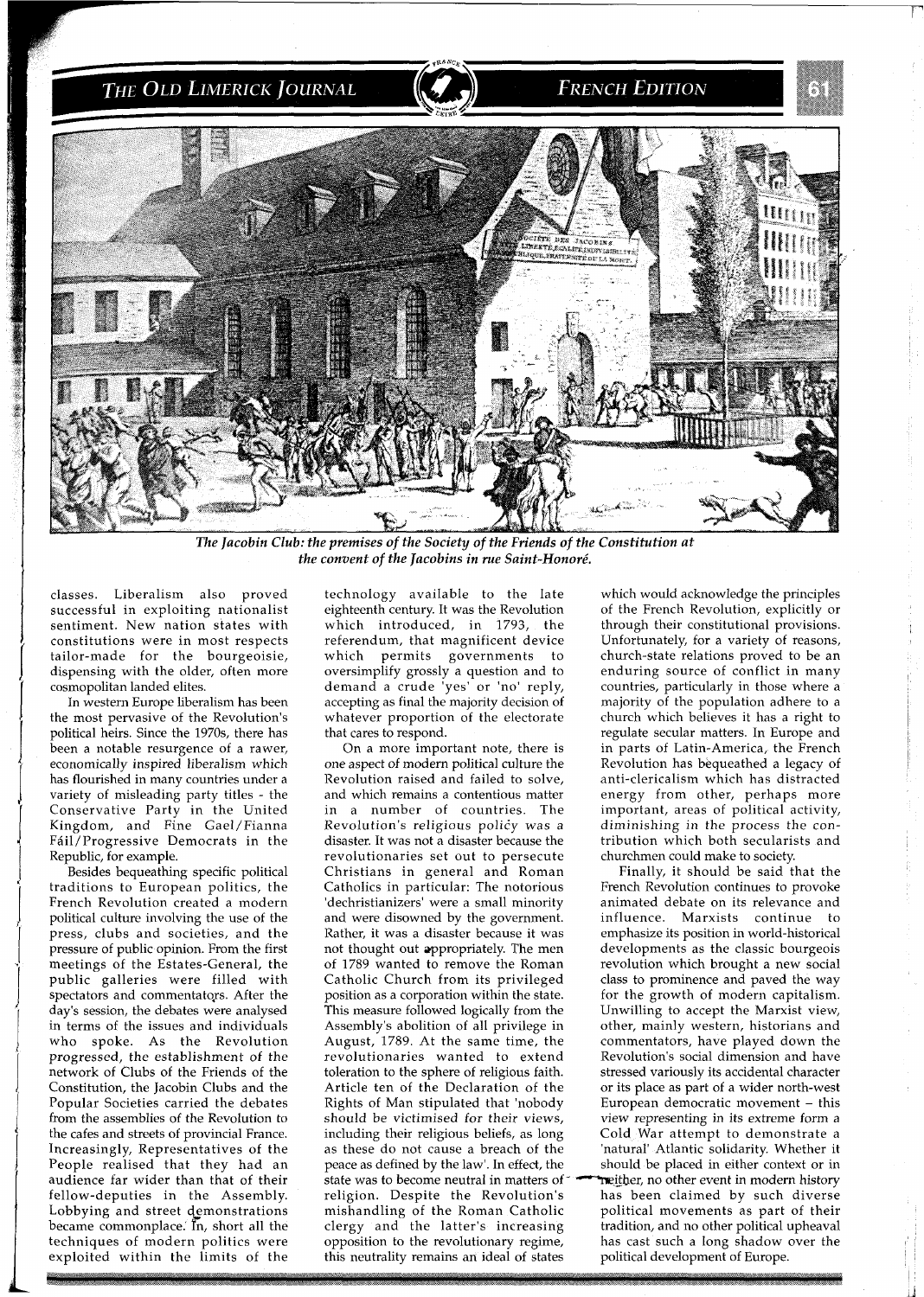*The Jacobin Club: the premises of the Society of the Friends of the Constitution at the convent of the Jacobins in rue Saint-Honoré.*

classes. Liberalism also proved successful in exploiting nationalist sentiment. New nation states with constitutions were in most respects tailor-made for the bourgeoisie, dispensing with the older, often more cosmopolitan landed elites.

In western Europe liberalism has been the most pervasive of the Revolution's political heirs. Since the 1970s, there has been a notable resurgence of a rawer, economically inspired liberalism which has flourished in many countries under a variety of misleading party titles - the Conservative Party in the United Kingdom, and Fine Gael/Fianna Fáil/Progressive Democrats in the Republic, for example.

Besides bequeathing specific political traditions to European politics, the French Revolution created a modern political culture involving the use of the press, clubs and societies, and the pressure of public opinion. From the first meetings of the Estates-General, the public galleries were filled with spectators and commentators. After the day's session, the debates were analysed in terms of the issues and individuals who spoke. As the Revolution progressed, the establishment of the network of Clubs of the Friends of the Constitution, the Jacobin Clubs and the Popular Societies carried the debates from the assemblies of the Revolution to the cafes and streets of provincial France. Increasingly, Representatives of the People realised that they had an audience far wider than that of their fellow-deputies in the Assembly. Lobbying and street demonstrations became commonplace. In, short all the techniques of modern politics were exploited within the limits of the technology available to the late eighteenth century. It was the Revolution which introduced, in 1793, the referendum, that magnificent device which permits governments to oversimplify grossly a question and to demand a crude 'yes' or 'no' reply, accepting as final the majority decision of whatever proportion of the electorate that cares to respond.

On a more important note, there is one aspect of modern political culture the Revolution raised and failed to solve, and which remains a contentious matter in a number of countries. The Revolution's religious policy was a disaster. It was not a disaster because the revolutionaries set out to persecute Christians in general and Roman Catholics in particular: The notorious 'dechristianizers' were a small minority and were disowned by the government. Rather, it was a disaster because it was not thought out appropriately. The men of 1789 wanted to remove the Roman Catholic Church from its privileged position as a corporation within the state. This measure followed logically from the Assembly's abolition of all privilege in August, 1789. At the same time, the revolutionaries wanted to extend toleration to the sphere of religious faith. Article ten of the Declaration of the Rights of Man stipulated that 'nobody should be victimised for their views, including their religious beliefs, as long as these do not cause a breach of the peace as defined by the law'. In effect, the state was to become neutral in matters of religion. Despite the Revolution's mishandling of the Roman Catholic clergy and the latter's increasing opposition to the revolutionary regime, this neutrality remains an ideal of states which would acknowledge the principles of the French Revolution, explicitly or through their constitutional provisions. Unfortunately, for a variety of reasons, church-state relations proved to be an enduring source of conflict in many countries, particularly in those where a majority of the population adhere to a church which believes it has a right to regulate secular matters. In Europe and in parts of Latin-America, the French Revolution has bequeathed a legacy of anti-clericalism which has distracted energy from other, perhaps more important, areas of political activity, diminishing in the process the contribution which both secularists and churchmen could make to society.

Finally, it should be said that the French Revolution continues to provoke animated debate on its relevance and influence. Marxists continue to emphasize its position in world-historical developments as the classic bourgeois revolution which brought a new social class to prominence and paved the way for the growth of modern capitalism. Unwilling to accept the Marxist view, other, mainly western, historians and commentators, have played down the Revolution's social dimension and have stressed variously its accidental character or its place as part of a wider north-west European democratic movement – this view representing in its extreme form a Cold War attempt to demonstrate a 'natural' Atlantic solidarity. Whether it should be placed in either context or in neither, no other event in modern history has been claimed by such diverse political movements as part of their tradition, and no other political upheaval has cast such a long shadow over the political development of Europe.